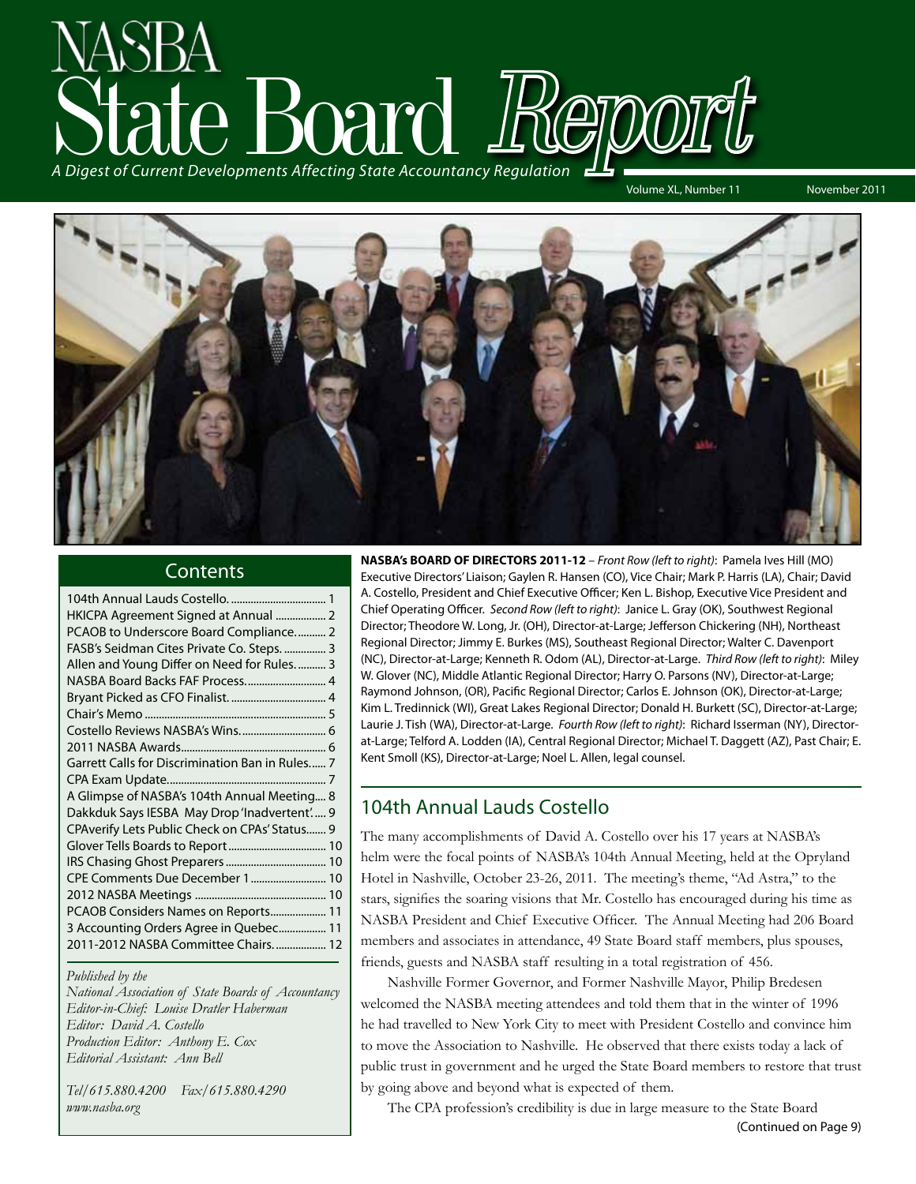# NASBA State Board Report

*A Digest of Current Developments Affecting State Accountancy Regulation*

Volume XL, Number 11 — November 2011

**NASBA's BOARD OF DIRECTORS 2011-12** – *Front Row (left to right)*: Pamela Ives Hill (MO) Executive Directors' Liaison; Gaylen R. Hansen (CO), Vice Chair; Mark P. Harris (LA), Chair; David A. Costello, President and Chief Executive Officer; Ken L. Bishop, Executive Vice President and Chief Operating Officer. *Second Row (left to right)*: Janice L. Gray (OK), Southwest Regional Director; Theodore W. Long, Jr. (OH), Director-at-Large; Jefferson Chickering (NH), Northeast Regional Director; Jimmy E. Burkes (MS), Southeast Regional Director; Walter C. Davenport (NC), Director-at-Large; Kenneth R. Odom (AL), Director-at-Large. *Third Row (left to right)*: Miley W. Glover (NC), Middle Atlantic Regional Director; Harry O. Parsons (NV), Director-at-Large; Raymond Johnson, (OR), Pacific Regional Director; Carlos E. Johnson (OK), Director-at-Large; Kim L. Tredinnick (WI), Great Lakes Regional Director; Donald H. Burkett (SC), Director-at-Large; Laurie J. Tish (WA), Director-at-Large. *Fourth Row (left to right)*: Richard Isserman (NY), Director-at-Large; Telford A. Lodden (IA), Central Regional Director; Michael T. Daggett (AZ), Past Chair; E. Kent Smoll (KS), Director-at-Large; Noel L. Allen, legal counsel.

## Contents

| | |
|---|---|
| 104th Annual Lauds Costello | 1 |
| HKICPA Agreement Signed at Annual | 2 |
| PCAOB to Underscore Board Compliance | 2 |
| FASB's Seidman Cites Private Co. Steps | 3 |
| Allen and Young Differ on Need for Rules | 3 |
| NASBA Board Backs FAF Process | 4 |
| Bryant Picked as CFO Finalist | 4 |
| Chair's Memo | 5 |
| Costello Reviews NASBA's Wins | 6 |
| 2011 NASBA Awards | 6 |
| Garrett Calls for Discrimination Ban in Rules | 7 |
| CPA Exam Update | 7 |
| A Glimpse of NASBA's 104th Annual Meeting | 8 |
| Dakkduk Says IESBA May Drop 'Inadvertent' | 9 |
| CPAverify Lets Public Check on CPAs' Status | 9 |
| Glover Tells Boards to Report | 10 |
| IRS Chasing Ghost Preparers | 10 |
| CPE Comments Due December 1 | 10 |
| 2012 NASBA Meetings | 10 |
| PCAOB Considers Names on Reports | 11 |
| 3 Accounting Orders Agree in Quebec | 11 |
| 2011-2012 NASBA Committee Chairs | 12 |

*Published by the*
*National Association of State Boards of Accountancy*
*Editor-in-Chief: Louise Dratler Haberman*
*Editor: David A. Costello*
*Production Editor: Anthony E. Cox*
*Editorial Assistant: Ann Bell*

*Tel/615.880.4200 Fax/615.880.4290*
*www.nasba.org*

## 104th Annual Lauds Costello

The many accomplishments of David A. Costello over his 17 years at NASBA's helm were the focal points of NASBA's 104th Annual Meeting, held at the Opryland Hotel in Nashville, October 23-26, 2011. The meeting's theme, "Ad Astra," to the stars, signifies the soaring visions that Mr. Costello has encouraged during his time as NASBA President and Chief Executive Officer. The Annual Meeting had 206 Board members and associates in attendance, 49 State Board staff members, plus spouses, friends, guests and NASBA staff resulting in a total registration of 456.

Nashville Former Governor, and Former Nashville Mayor, Philip Bredesen welcomed the NASBA meeting attendees and told them that in the winter of 1996 he had travelled to New York City to meet with President Costello and convince him to move the Association to Nashville. He observed that there exists today a lack of public trust in government and he urged the State Board members to restore that trust by going above and beyond what is expected of them.

The CPA profession's credibility is due in large measure to the State Board

(Continued on Page 9)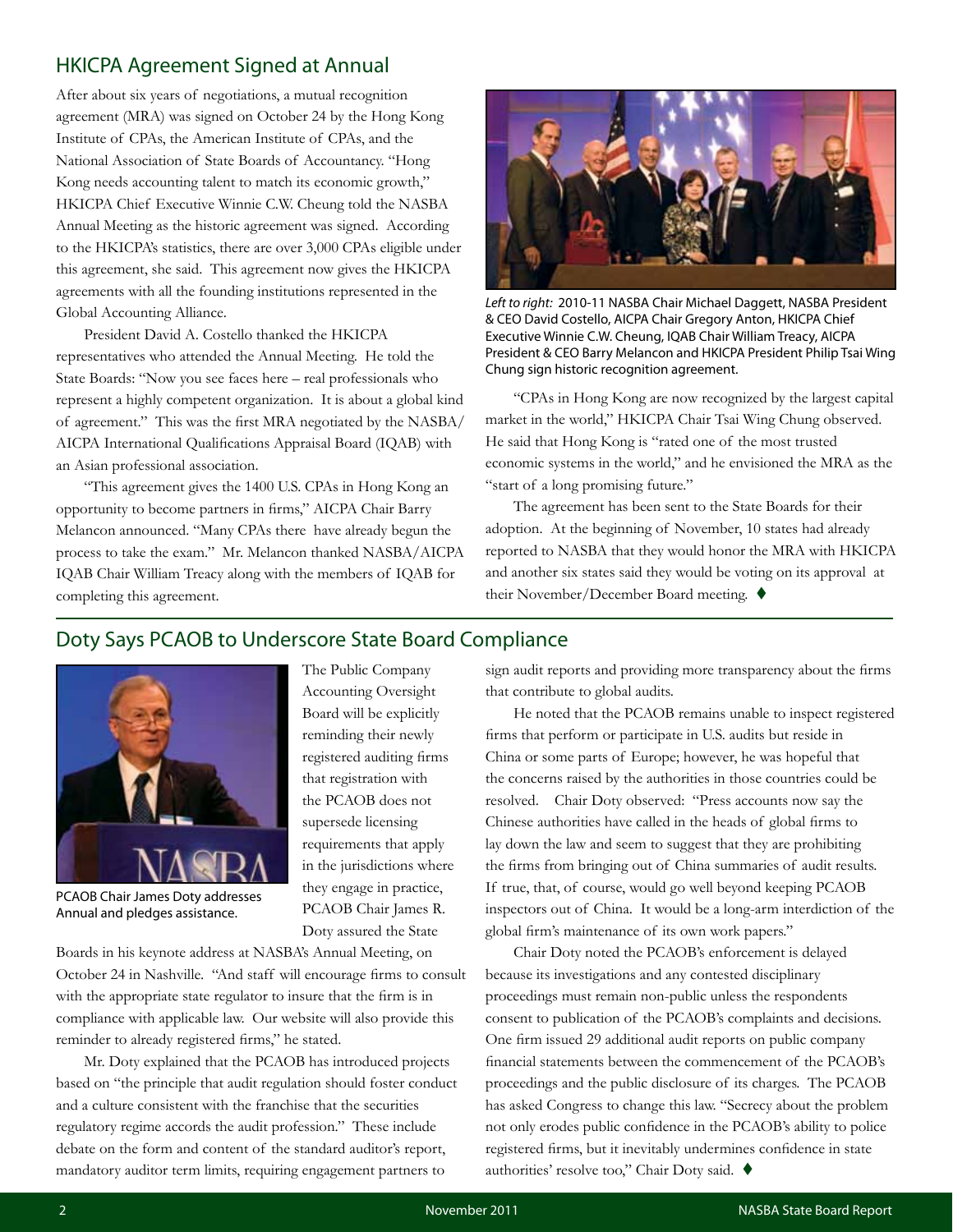## HKICPA Agreement Signed at Annual

After about six years of negotiations, a mutual recognition agreement (MRA) was signed on October 24 by the Hong Kong Institute of CPAs, the American Institute of CPAs, and the National Association of State Boards of Accountancy. "Hong Kong needs accounting talent to match its economic growth," HKICPA Chief Executive Winnie C.W. Cheung told the NASBA Annual Meeting as the historic agreement was signed. According to the HKICPA's statistics, there are over 3,000 CPAs eligible under this agreement, she said. This agreement now gives the HKICPA agreements with all the founding institutions represented in the Global Accounting Alliance.

President David A. Costello thanked the HKICPA representatives who attended the Annual Meeting. He told the State Boards: "Now you see faces here – real professionals who represent a highly competent organization. It is about a global kind of agreement." This was the first MRA negotiated by the NASBA/AICPA International Qualifications Appraisal Board (IQAB) with an Asian professional association.

"This agreement gives the 1400 U.S. CPAs in Hong Kong an opportunity to become partners in firms," AICPA Chair Barry Melancon announced. "Many CPAs there have already begun the process to take the exam." Mr. Melancon thanked NASBA/AICPA IQAB Chair William Treacy along with the members of IQAB for completing this agreement.

*Left to right:* 2010-11 NASBA Chair Michael Daggett, NASBA President & CEO David Costello, AICPA Chair Gregory Anton, HKICPA Chief Executive Winnie C.W. Cheung, IQAB Chair William Treacy, AICPA President & CEO Barry Melancon and HKICPA President Philip Tsai Wing Chung sign historic recognition agreement.

"CPAs in Hong Kong are now recognized by the largest capital market in the world," HKICPA Chair Tsai Wing Chung observed. He said that Hong Kong is "rated one of the most trusted economic systems in the world," and he envisioned the MRA as the "start of a long promising future."

The agreement has been sent to the State Boards for their adoption. At the beginning of November, 10 states had already reported to NASBA that they would honor the MRA with HKICPA and another six states said they would be voting on its approval at their November/December Board meeting. ♦

## Doty Says PCAOB to Underscore State Board Compliance

PCAOB Chair James Doty addresses Annual and pledges assistance.

The Public Company Accounting Oversight Board will be explicitly reminding their newly registered auditing firms that registration with the PCAOB does not supersede licensing requirements that apply in the jurisdictions where they engage in practice, PCAOB Chair James R. Doty assured the State Boards in his keynote address at NASBA's Annual Meeting, on October 24 in Nashville. "And staff will encourage firms to consult with the appropriate state regulator to insure that the firm is in compliance with applicable law. Our website will also provide this reminder to already registered firms," he stated.

Mr. Doty explained that the PCAOB has introduced projects based on "the principle that audit regulation should foster conduct and a culture consistent with the franchise that the securities regulatory regime accords the audit profession." These include debate on the form and content of the standard auditor's report, mandatory auditor term limits, requiring engagement partners to sign audit reports and providing more transparency about the firms that contribute to global audits.

He noted that the PCAOB remains unable to inspect registered firms that perform or participate in U.S. audits but reside in China or some parts of Europe; however, he was hopeful that the concerns raised by the authorities in those countries could be resolved. Chair Doty observed: "Press accounts now say the Chinese authorities have called in the heads of global firms to lay down the law and seem to suggest that they are prohibiting the firms from bringing out of China summaries of audit results. If true, that, of course, would go well beyond keeping PCAOB inspectors out of China. It would be a long-arm interdiction of the global firm's maintenance of its own work papers."

Chair Doty noted the PCAOB's enforcement is delayed because its investigations and any contested disciplinary proceedings must remain non-public unless the respondents consent to publication of the PCAOB's complaints and decisions. One firm issued 29 additional audit reports on public company financial statements between the commencement of the PCAOB's proceedings and the public disclosure of its charges. The PCAOB has asked Congress to change this law. "Secrecy about the problem not only erodes public confidence in the PCAOB's ability to police registered firms, but it inevitably undermines confidence in state authorities' resolve too," Chair Doty said. ♦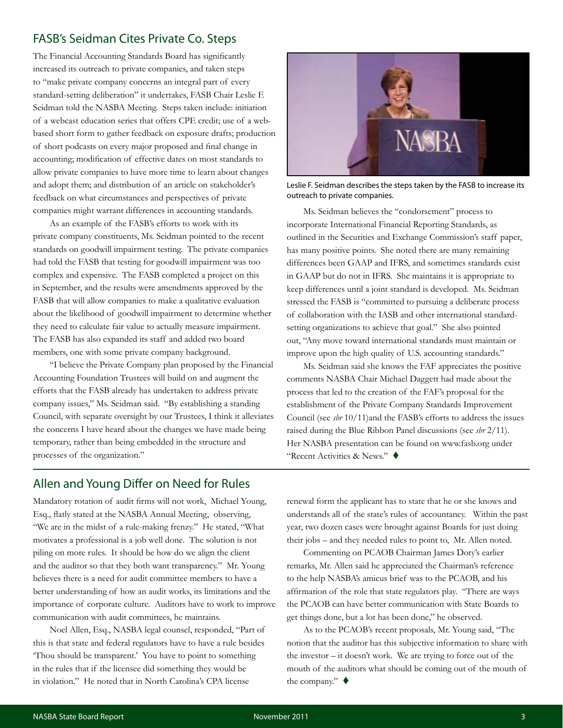## FASB's Seidman Cites Private Co. Steps

The Financial Accounting Standards Board has significantly increased its outreach to private companies, and taken steps to "make private company concerns an integral part of every standard-setting deliberation" it undertakes, FASB Chair Leslie F. Seidman told the NASBA Meeting. Steps taken include: initiation of a webcast education series that offers CPE credit; use of a web-based short form to gather feedback on exposure drafts; production of short podcasts on every major proposed and final change in accounting; modification of effective dates on most standards to allow private companies to have more time to learn about changes and adopt them; and distribution of an article on stakeholder's feedback on what circumstances and perspectives of private companies might warrant differences in accounting standards.

As an example of the FASB's efforts to work with its private company constituents, Ms. Seidman pointed to the recent standards on goodwill impairment testing. The private companies had told the FASB that testing for goodwill impairment was too complex and expensive. The FASB completed a project on this in September, and the results were amendments approved by the FASB that will allow companies to make a qualitative evaluation about the likelihood of goodwill impairment to determine whether they need to calculate fair value to actually measure impairment. The FASB has also expanded its staff and added two board members, one with some private company background.

"I believe the Private Company plan proposed by the Financial Accounting Foundation Trustees will build on and augment the efforts that the FASB already has undertaken to address private company issues," Ms. Seidman said. "By establishing a standing Council, with separate oversight by our Trustees, I think it alleviates the concerns I have heard about the changes we have made being temporary, rather than being embedded in the structure and processes of the organization."

Leslie F. Seidman describes the steps taken by the FASB to increase its outreach to private companies.

Ms. Seidman believes the "condorsement" process to incorporate International Financial Reporting Standards, as outlined in the Securities and Exchange Commission's staff paper, has many positive points. She noted there are many remaining differences been GAAP and IFRS, and sometimes standards exist in GAAP but do not in IFRS. She maintains it is appropriate to keep differences until a joint standard is developed. Ms. Seidman stressed the FASB is "committed to pursuing a deliberate process of collaboration with the IASB and other international standard-setting organizations to achieve that goal." She also pointed out, "Any move toward international standards must maintain or improve upon the high quality of U.S. accounting standards."

Ms. Seidman said she knows the FAF appreciates the positive comments NASBA Chair Michael Daggett had made about the process that led to the creation of the FAF's proposal for the establishment of the Private Company Standards Improvement Council (see *sbr* 10/11)and the FASB's efforts to address the issues raised during the Blue Ribbon Panel discussions (see *sbr* 2/11). Her NASBA presentation can be found on www.fasb.org under "Recent Activities & News." ♦

## Allen and Young Differ on Need for Rules

Mandatory rotation of audit firms will not work, Michael Young, Esq., flatly stated at the NASBA Annual Meeting, observing, "We are in the midst of a rule-making frenzy." He stated, "What motivates a professional is a job well done. The solution is not piling on more rules. It should be how do we align the client and the auditor so that they both want transparency." Mr. Young believes there is a need for audit committee members to have a better understanding of how an audit works, its limitations and the importance of corporate culture. Auditors have to work to improve communication with audit committees, he maintains.

Noel Allen, Esq., NASBA legal counsel, responded, "Part of this is that state and federal regulators have to have a rule besides 'Thou should be transparent.' You have to point to something in the rules that if the licensee did something they would be in violation." He noted that in North Carolina's CPA license renewal form the applicant has to state that he or she knows and understands all of the state's rules of accountancy. Within the past year, two dozen cases were brought against Boards for just doing their jobs – and they needed rules to point to, Mr. Allen noted.

Commenting on PCAOB Chairman James Doty's earlier remarks, Mr. Allen said he appreciated the Chairman's reference to the help NASBA's amicus brief was to the PCAOB, and his affirmation of the role that state regulators play. "There are ways the PCAOB can have better communication with State Boards to get things done, but a lot has been done," he observed.

As to the PCAOB's recent proposals, Mr. Young said, "The notion that the auditor has this subjective information to share with the investor – it doesn't work. We are trying to force out of the mouth of the auditors what should be coming out of the mouth of the company." ♦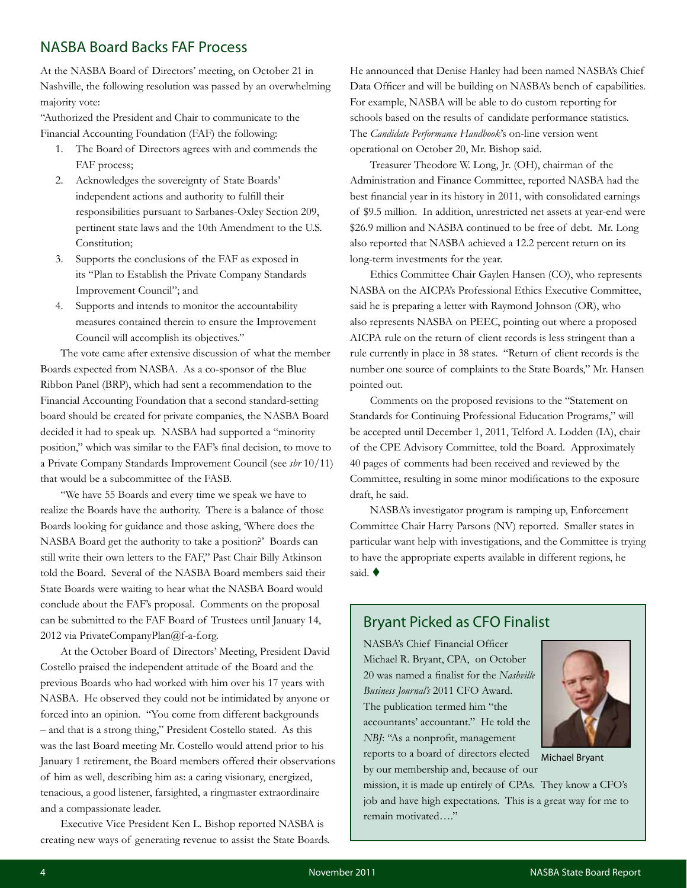## NASBA Board Backs FAF Process

At the NASBA Board of Directors' meeting, on October 21 in Nashville, the following resolution was passed by an overwhelming majority vote:

"Authorized the President and Chair to communicate to the Financial Accounting Foundation (FAF) the following:

1. The Board of Directors agrees with and commends the FAF process;
2. Acknowledges the sovereignty of State Boards' independent actions and authority to fulfill their responsibilities pursuant to Sarbanes-Oxley Section 209, pertinent state laws and the 10th Amendment to the U.S. Constitution;
3. Supports the conclusions of the FAF as exposed in its "Plan to Establish the Private Company Standards Improvement Council"; and
4. Supports and intends to monitor the accountability measures contained therein to ensure the Improvement Council will accomplish its objectives."

The vote came after extensive discussion of what the member Boards expected from NASBA. As a co-sponsor of the Blue Ribbon Panel (BRP), which had sent a recommendation to the Financial Accounting Foundation that a second standard-setting board should be created for private companies, the NASBA Board decided it had to speak up. NASBA had supported a "minority position," which was similar to the FAF's final decision, to move to a Private Company Standards Improvement Council (see *sbr* 10/11) that would be a subcommittee of the FASB.

"We have 55 Boards and every time we speak we have to realize the Boards have the authority. There is a balance of those Boards looking for guidance and those asking, 'Where does the NASBA Board get the authority to take a position?' Boards can still write their own letters to the FAF," Past Chair Billy Atkinson told the Board. Several of the NASBA Board members said their State Boards were waiting to hear what the NASBA Board would conclude about the FAF's proposal. Comments on the proposal can be submitted to the FAF Board of Trustees until January 14, 2012 via PrivateCompanyPlan@f-a-f.org.

At the October Board of Directors' Meeting, President David Costello praised the independent attitude of the Board and the previous Boards who had worked with him over his 17 years with NASBA. He observed they could not be intimidated by anyone or forced into an opinion. "You come from different backgrounds – and that is a strong thing," President Costello stated. As this was the last Board meeting Mr. Costello would attend prior to his January 1 retirement, the Board members offered their observations of him as well, describing him as: a caring visionary, energized, tenacious, a good listener, farsighted, a ringmaster extraordinaire and a compassionate leader.

Executive Vice President Ken L. Bishop reported NASBA is creating new ways of generating revenue to assist the State Boards. He announced that Denise Hanley had been named NASBA's Chief Data Officer and will be building on NASBA's bench of capabilities. For example, NASBA will be able to do custom reporting for schools based on the results of candidate performance statistics. The *Candidate Performance Handbook*'s on-line version went operational on October 20, Mr. Bishop said.

Treasurer Theodore W. Long, Jr. (OH), chairman of the Administration and Finance Committee, reported NASBA had the best financial year in its history in 2011, with consolidated earnings of $9.5 million. In addition, unrestricted net assets at year-end were $26.9 million and NASBA continued to be free of debt. Mr. Long also reported that NASBA achieved a 12.2 percent return on its long-term investments for the year.

Ethics Committee Chair Gaylen Hansen (CO), who represents NASBA on the AICPA's Professional Ethics Executive Committee, said he is preparing a letter with Raymond Johnson (OR), who also represents NASBA on PEEC, pointing out where a proposed AICPA rule on the return of client records is less stringent than a rule currently in place in 38 states. "Return of client records is the number one source of complaints to the State Boards," Mr. Hansen pointed out.

Comments on the proposed revisions to the "Statement on Standards for Continuing Professional Education Programs," will be accepted until December 1, 2011, Telford A. Lodden (IA), chair of the CPE Advisory Committee, told the Board. Approximately 40 pages of comments had been received and reviewed by the Committee, resulting in some minor modifications to the exposure draft, he said.

NASBA's investigator program is ramping up, Enforcement Committee Chair Harry Parsons (NV) reported. Smaller states in particular want help with investigations, and the Committee is trying to have the appropriate experts available in different regions, he said. ♦

## Bryant Picked as CFO Finalist

NASBA's Chief Financial Officer Michael R. Bryant, CPA, on October 20 was named a finalist for the *Nashville Business Journal's* 2011 CFO Award. The publication termed him "the accountants' accountant." He told the *NBJ*: "As a nonprofit, management reports to a board of directors elected by our membership and, because of our mission, it is made up entirely of CPAs. They know a CFO's job and have high expectations. This is a great way for me to remain motivated…."

Michael Bryant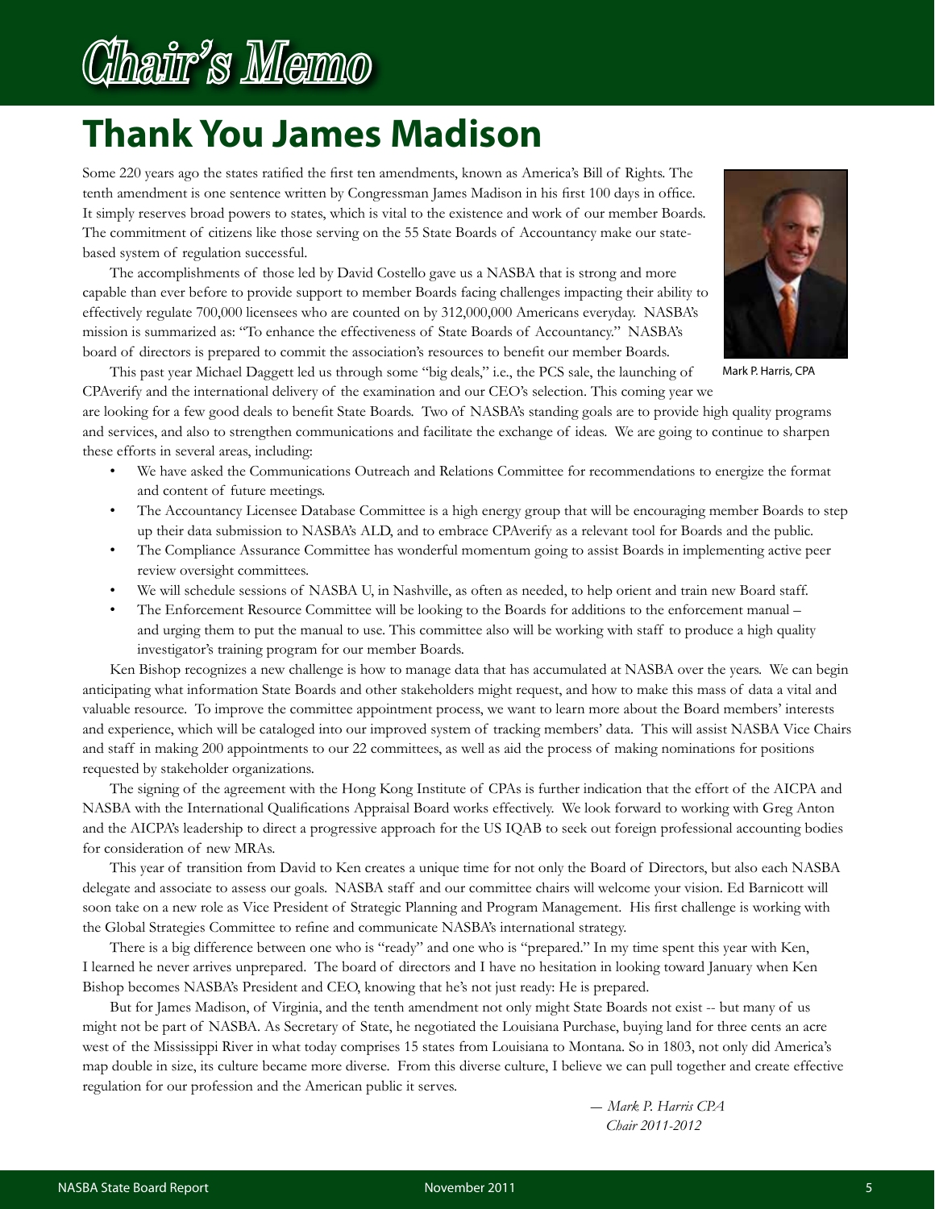# Chair's Memo

## Thank You James Madison

Some 220 years ago the states ratified the first ten amendments, known as America's Bill of Rights. The tenth amendment is one sentence written by Congressman James Madison in his first 100 days in office. It simply reserves broad powers to states, which is vital to the existence and work of our member Boards. The commitment of citizens like those serving on the 55 State Boards of Accountancy make our state-based system of regulation successful.

The accomplishments of those led by David Costello gave us a NASBA that is strong and more capable than ever before to provide support to member Boards facing challenges impacting their ability to effectively regulate 700,000 licensees who are counted on by 312,000,000 Americans everyday. NASBA's mission is summarized as: "To enhance the effectiveness of State Boards of Accountancy." NASBA's board of directors is prepared to commit the association's resources to benefit our member Boards.

Mark P. Harris, CPA

This past year Michael Daggett led us through some "big deals," i.e., the PCS sale, the launching of CPAverify and the international delivery of the examination and our CEO's selection. This coming year we are looking for a few good deals to benefit State Boards. Two of NASBA's standing goals are to provide high quality programs and services, and also to strengthen communications and facilitate the exchange of ideas. We are going to continue to sharpen these efforts in several areas, including:

- We have asked the Communications Outreach and Relations Committee for recommendations to energize the format and content of future meetings.
- The Accountancy Licensee Database Committee is a high energy group that will be encouraging member Boards to step up their data submission to NASBA's ALD, and to embrace CPAverify as a relevant tool for Boards and the public.
- The Compliance Assurance Committee has wonderful momentum going to assist Boards in implementing active peer review oversight committees.
- We will schedule sessions of NASBA U, in Nashville, as often as needed, to help orient and train new Board staff.
- The Enforcement Resource Committee will be looking to the Boards for additions to the enforcement manual – and urging them to put the manual to use. This committee also will be working with staff to produce a high quality investigator's training program for our member Boards.

Ken Bishop recognizes a new challenge is how to manage data that has accumulated at NASBA over the years. We can begin anticipating what information State Boards and other stakeholders might request, and how to make this mass of data a vital and valuable resource. To improve the committee appointment process, we want to learn more about the Board members' interests and experience, which will be cataloged into our improved system of tracking members' data. This will assist NASBA Vice Chairs and staff in making 200 appointments to our 22 committees, as well as aid the process of making nominations for positions requested by stakeholder organizations.

The signing of the agreement with the Hong Kong Institute of CPAs is further indication that the effort of the AICPA and NASBA with the International Qualifications Appraisal Board works effectively. We look forward to working with Greg Anton and the AICPA's leadership to direct a progressive approach for the US IQAB to seek out foreign professional accounting bodies for consideration of new MRAs.

This year of transition from David to Ken creates a unique time for not only the Board of Directors, but also each NASBA delegate and associate to assess our goals. NASBA staff and our committee chairs will welcome your vision. Ed Barnicott will soon take on a new role as Vice President of Strategic Planning and Program Management. His first challenge is working with the Global Strategies Committee to refine and communicate NASBA's international strategy.

There is a big difference between one who is "ready" and one who is "prepared." In my time spent this year with Ken, I learned he never arrives unprepared. The board of directors and I have no hesitation in looking toward January when Ken Bishop becomes NASBA's President and CEO, knowing that he's not just ready: He is prepared.

But for James Madison, of Virginia, and the tenth amendment not only might State Boards not exist -- but many of us might not be part of NASBA. As Secretary of State, he negotiated the Louisiana Purchase, buying land for three cents an acre west of the Mississippi River in what today comprises 15 states from Louisiana to Montana. So in 1803, not only did America's map double in size, its culture became more diverse. From this diverse culture, I believe we can pull together and create effective regulation for our profession and the American public it serves.

*— Mark P. Harris CPA*
*Chair 2011-2012*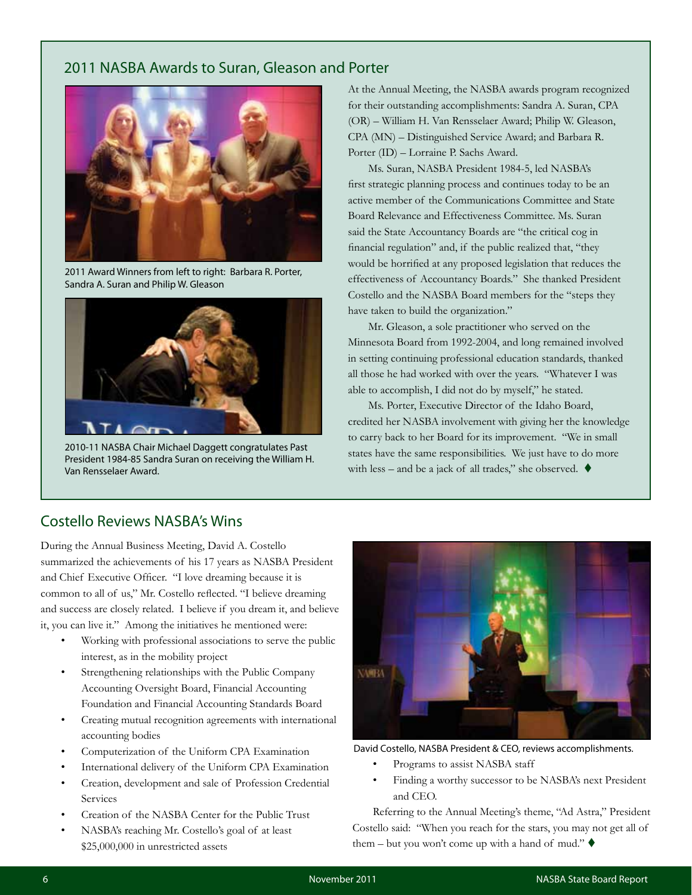## 2011 NASBA Awards to Suran, Gleason and Porter

2011 Award Winners from left to right: Barbara R. Porter, Sandra A. Suran and Philip W. Gleason

2010-11 NASBA Chair Michael Daggett congratulates Past President 1984-85 Sandra Suran on receiving the William H. Van Rensselaer Award.

At the Annual Meeting, the NASBA awards program recognized for their outstanding accomplishments: Sandra A. Suran, CPA (OR) – William H. Van Rensselaer Award; Philip W. Gleason, CPA (MN) – Distinguished Service Award; and Barbara R. Porter (ID) – Lorraine P. Sachs Award.

Ms. Suran, NASBA President 1984-5, led NASBA's first strategic planning process and continues today to be an active member of the Communications Committee and State Board Relevance and Effectiveness Committee. Ms. Suran said the State Accountancy Boards are "the critical cog in financial regulation" and, if the public realized that, "they would be horrified at any proposed legislation that reduces the effectiveness of Accountancy Boards." She thanked President Costello and the NASBA Board members for the "steps they have taken to build the organization."

Mr. Gleason, a sole practitioner who served on the Minnesota Board from 1992-2004, and long remained involved in setting continuing professional education standards, thanked all those he had worked with over the years. "Whatever I was able to accomplish, I did not do by myself," he stated.

Ms. Porter, Executive Director of the Idaho Board, credited her NASBA involvement with giving her the knowledge to carry back to her Board for its improvement. "We in small states have the same responsibilities. We just have to do more with less – and be a jack of all trades," she observed. ♦

## Costello Reviews NASBA's Wins

During the Annual Business Meeting, David A. Costello summarized the achievements of his 17 years as NASBA President and Chief Executive Officer. "I love dreaming because it is common to all of us," Mr. Costello reflected. "I believe dreaming and success are closely related. I believe if you dream it, and believe it, you can live it." Among the initiatives he mentioned were:

- Working with professional associations to serve the public interest, as in the mobility project
- Strengthening relationships with the Public Company Accounting Oversight Board, Financial Accounting Foundation and Financial Accounting Standards Board
- Creating mutual recognition agreements with international accounting bodies
- Computerization of the Uniform CPA Examination
- International delivery of the Uniform CPA Examination
- Creation, development and sale of Profession Credential Services
- Creation of the NASBA Center for the Public Trust
- NASBA's reaching Mr. Costello's goal of at least $25,000,000 in unrestricted assets
- Programs to assist NASBA staff
- Finding a worthy successor to be NASBA's next President and CEO.

David Costello, NASBA President & CEO, reviews accomplishments.

Referring to the Annual Meeting's theme, "Ad Astra," President Costello said: "When you reach for the stars, you may not get all of them – but you won't come up with a hand of mud." ♦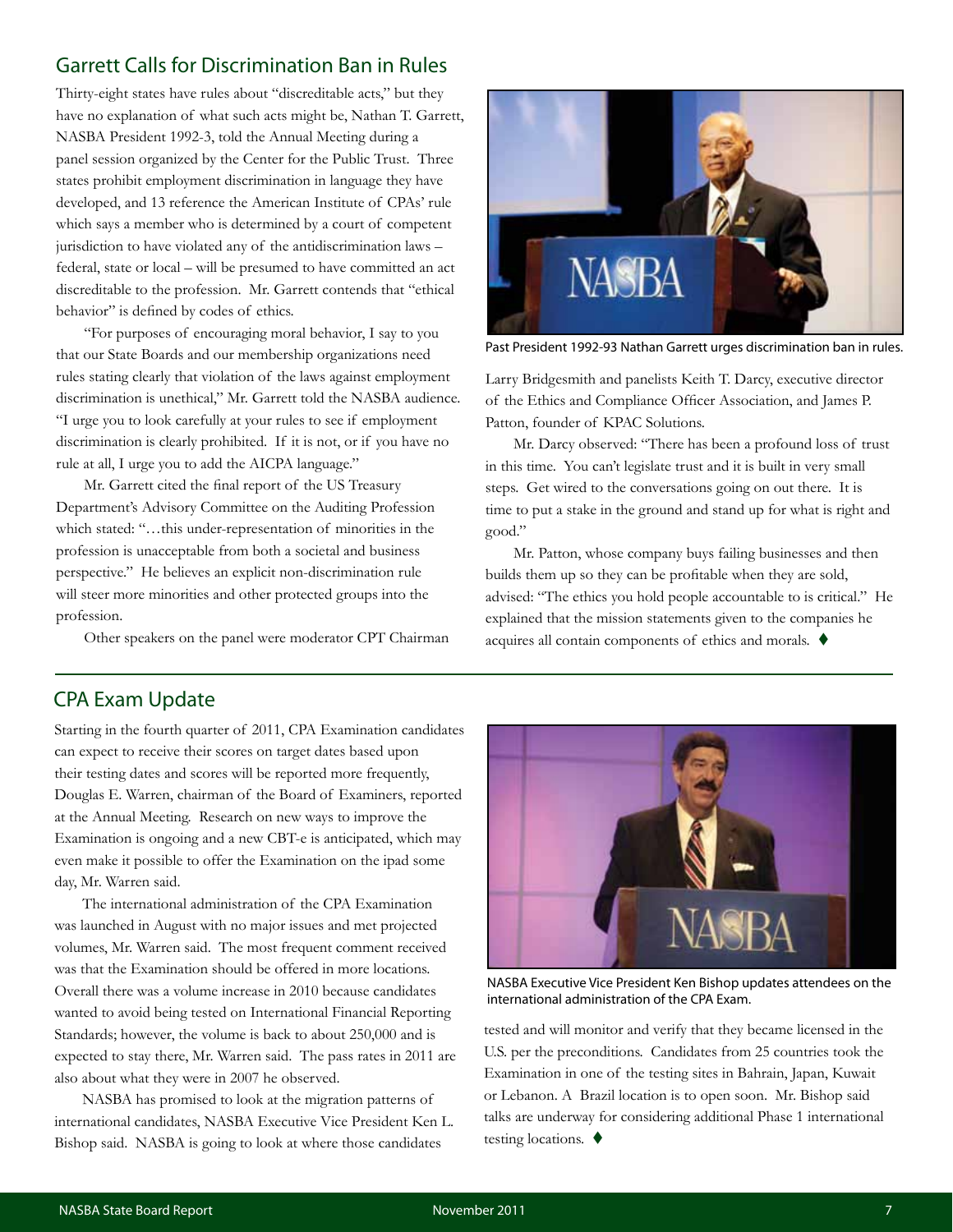## Garrett Calls for Discrimination Ban in Rules

Thirty-eight states have rules about "discreditable acts," but they have no explanation of what such acts might be, Nathan T. Garrett, NASBA President 1992-3, told the Annual Meeting during a panel session organized by the Center for the Public Trust. Three states prohibit employment discrimination in language they have developed, and 13 reference the American Institute of CPAs' rule which says a member who is determined by a court of competent jurisdiction to have violated any of the antidiscrimination laws – federal, state or local – will be presumed to have committed an act discreditable to the profession. Mr. Garrett contends that "ethical behavior" is defined by codes of ethics.

"For purposes of encouraging moral behavior, I say to you that our State Boards and our membership organizations need rules stating clearly that violation of the laws against employment discrimination is unethical," Mr. Garrett told the NASBA audience. "I urge you to look carefully at your rules to see if employment discrimination is clearly prohibited. If it is not, or if you have no rule at all, I urge you to add the AICPA language."

Mr. Garrett cited the final report of the US Treasury Department's Advisory Committee on the Auditing Profession which stated: "…this under-representation of minorities in the profession is unacceptable from both a societal and business perspective." He believes an explicit non-discrimination rule will steer more minorities and other protected groups into the profession.

Other speakers on the panel were moderator CPT Chairman Larry Bridgesmith and panelists Keith T. Darcy, executive director of the Ethics and Compliance Officer Association, and James P. Patton, founder of KPAC Solutions.

Past President 1992-93 Nathan Garrett urges discrimination ban in rules.

Mr. Darcy observed: "There has been a profound loss of trust in this time. You can't legislate trust and it is built in very small steps. Get wired to the conversations going on out there. It is time to put a stake in the ground and stand up for what is right and good."

Mr. Patton, whose company buys failing businesses and then builds them up so they can be profitable when they are sold, advised: "The ethics you hold people accountable to is critical." He explained that the mission statements given to the companies he acquires all contain components of ethics and morals. ♦

## CPA Exam Update

Starting in the fourth quarter of 2011, CPA Examination candidates can expect to receive their scores on target dates based upon their testing dates and scores will be reported more frequently, Douglas E. Warren, chairman of the Board of Examiners, reported at the Annual Meeting. Research on new ways to improve the Examination is ongoing and a new CBT-e is anticipated, which may even make it possible to offer the Examination on the ipad some day, Mr. Warren said.

The international administration of the CPA Examination was launched in August with no major issues and met projected volumes, Mr. Warren said. The most frequent comment received was that the Examination should be offered in more locations. Overall there was a volume increase in 2010 because candidates wanted to avoid being tested on International Financial Reporting Standards; however, the volume is back to about 250,000 and is expected to stay there, Mr. Warren said. The pass rates in 2011 are also about what they were in 2007 he observed.

NASBA has promised to look at the migration patterns of international candidates, NASBA Executive Vice President Ken L. Bishop said. NASBA is going to look at where those candidates tested and will monitor and verify that they became licensed in the U.S. per the preconditions. Candidates from 25 countries took the Examination in one of the testing sites in Bahrain, Japan, Kuwait or Lebanon. A Brazil location is to open soon. Mr. Bishop said talks are underway for considering additional Phase 1 international testing locations. ♦

NASBA Executive Vice President Ken Bishop updates attendees on the international administration of the CPA Exam.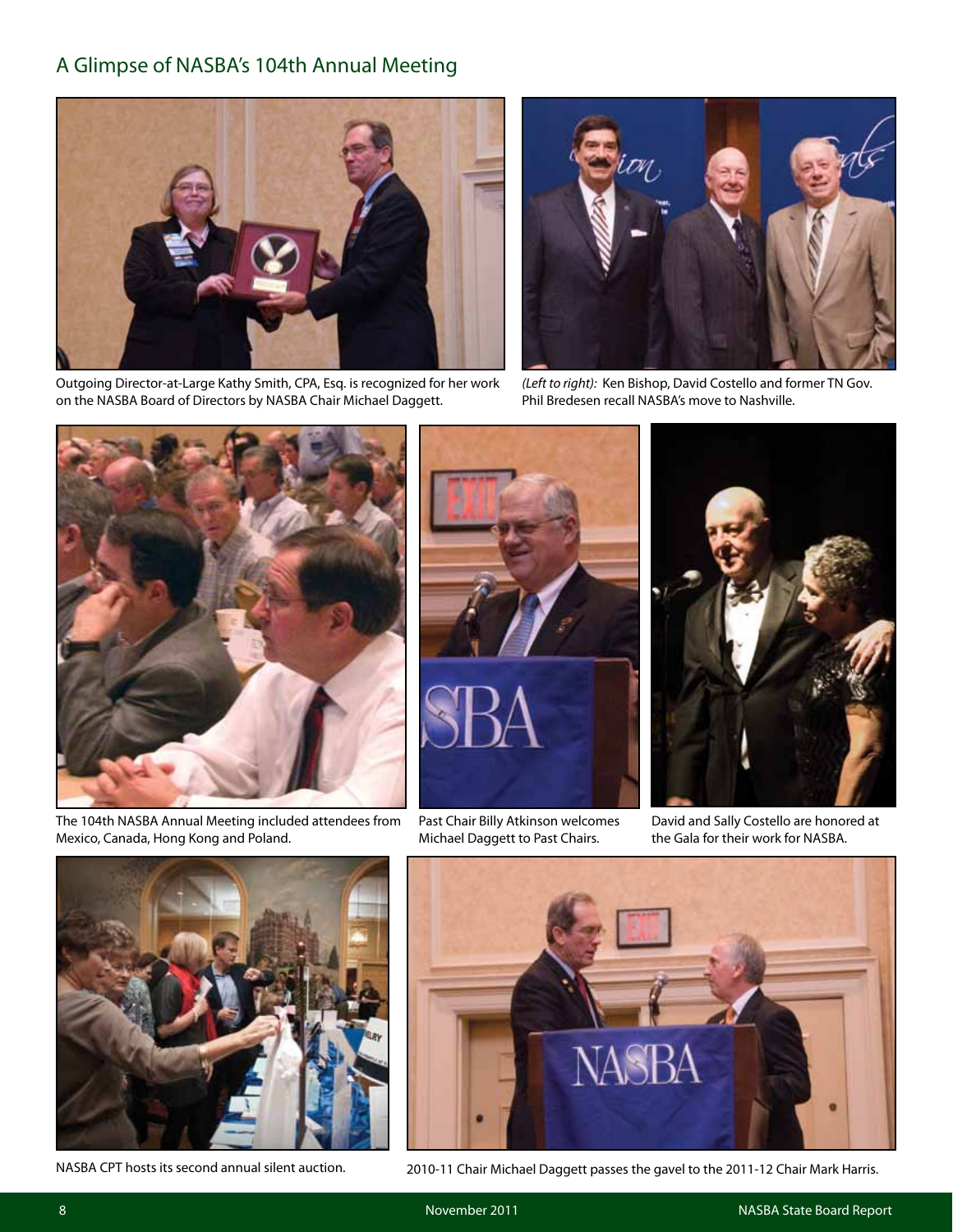## A Glimpse of NASBA's 104th Annual Meeting

Outgoing Director-at-Large Kathy Smith, CPA, Esq. is recognized for her work on the NASBA Board of Directors by NASBA Chair Michael Daggett.

*(Left to right):* Ken Bishop, David Costello and former TN Gov. Phil Bredesen recall NASBA's move to Nashville.

The 104th NASBA Annual Meeting included attendees from Mexico, Canada, Hong Kong and Poland.

Past Chair Billy Atkinson welcomes Michael Daggett to Past Chairs.

David and Sally Costello are honored at the Gala for their work for NASBA.

NASBA CPT hosts its second annual silent auction.

2010-11 Chair Michael Daggett passes the gavel to the 2011-12 Chair Mark Harris.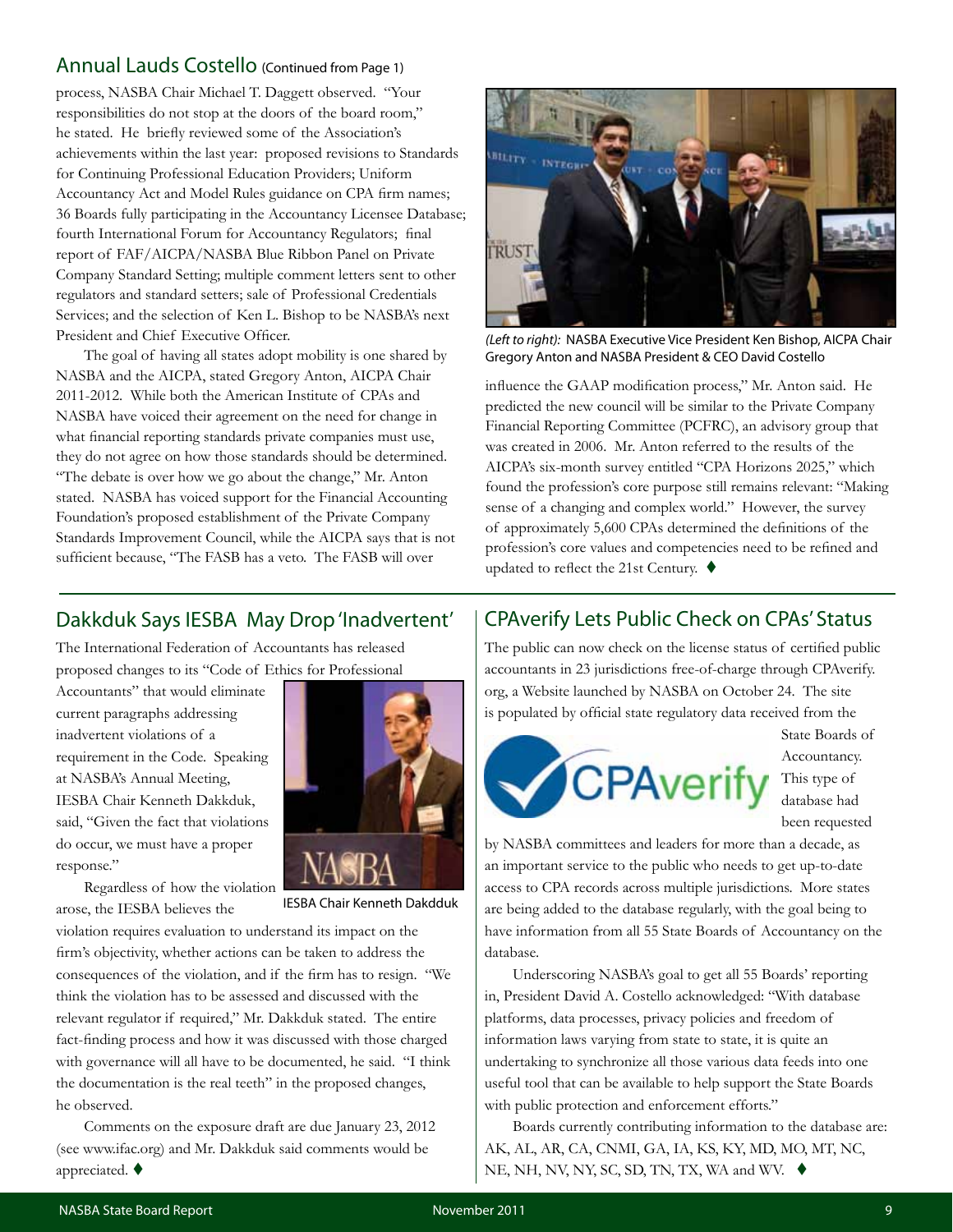## Annual Lauds Costello (Continued from Page 1)

process, NASBA Chair Michael T. Daggett observed. "Your responsibilities do not stop at the doors of the board room," he stated. He briefly reviewed some of the Association's achievements within the last year: proposed revisions to Standards for Continuing Professional Education Providers; Uniform Accountancy Act and Model Rules guidance on CPA firm names; 36 Boards fully participating in the Accountancy Licensee Database; fourth International Forum for Accountancy Regulators; final report of FAF/AICPA/NASBA Blue Ribbon Panel on Private Company Standard Setting; multiple comment letters sent to other regulators and standard setters; sale of Professional Credentials Services; and the selection of Ken L. Bishop to be NASBA's next President and Chief Executive Officer.

The goal of having all states adopt mobility is one shared by NASBA and the AICPA, stated Gregory Anton, AICPA Chair 2011-2012. While both the American Institute of CPAs and NASBA have voiced their agreement on the need for change in what financial reporting standards private companies must use, they do not agree on how those standards should be determined. "The debate is over how we go about the change," Mr. Anton stated. NASBA has voiced support for the Financial Accounting Foundation's proposed establishment of the Private Company Standards Improvement Council, while the AICPA says that is not sufficient because, "The FASB has a veto. The FASB will over influence the GAAP modification process," Mr. Anton said. He predicted the new council will be similar to the Private Company Financial Reporting Committee (PCFRC), an advisory group that was created in 2006. Mr. Anton referred to the results of the AICPA's six-month survey entitled "CPA Horizons 2025," which found the profession's core purpose still remains relevant: "Making sense of a changing and complex world." However, the survey of approximately 5,600 CPAs determined the definitions of the profession's core values and competencies need to be refined and updated to reflect the 21st Century. ♦

*(Left to right):* NASBA Executive Vice President Ken Bishop, AICPA Chair Gregory Anton and NASBA President & CEO David Costello

## Dakkduk Says IESBA May Drop 'Inadvertent'

The International Federation of Accountants has released proposed changes to its "Code of Ethics for Professional Accountants" that would eliminate current paragraphs addressing inadvertent violations of a requirement in the Code. Speaking at NASBA's Annual Meeting, IESBA Chair Kenneth Dakkduk, said, "Given the fact that violations do occur, we must have a proper response."

IESBA Chair Kenneth Dakkduk

Regardless of how the violation arose, the IESBA believes the violation requires evaluation to understand its impact on the firm's objectivity, whether actions can be taken to address the consequences of the violation, and if the firm has to resign. "We think the violation has to be assessed and discussed with the relevant regulator if required," Mr. Dakkduk stated. The entire fact-finding process and how it was discussed with those charged with governance will all have to be documented, he said. "I think the documentation is the real teeth" in the proposed changes, he observed.

Comments on the exposure draft are due January 23, 2012 (see www.ifac.org) and Mr. Dakkduk said comments would be appreciated. ♦

## CPAverify Lets Public Check on CPAs' Status

The public can now check on the license status of certified public accountants in 23 jurisdictions free-of-charge through CPAverify.org, a Website launched by NASBA on October 24. The site is populated by official state regulatory data received from the State Boards of Accountancy. This type of database had been requested by NASBA committees and leaders for more than a decade, as an important service to the public who needs to get up-to-date access to CPA records across multiple jurisdictions. More states are being added to the database regularly, with the goal being to have information from all 55 State Boards of Accountancy on the database.

Underscoring NASBA's goal to get all 55 Boards' reporting in, President David A. Costello acknowledged: "With database platforms, data processes, privacy policies and freedom of information laws varying from state to state, it is quite an undertaking to synchronize all those various data feeds into one useful tool that can be available to help support the State Boards with public protection and enforcement efforts."

Boards currently contributing information to the database are: AK, AL, AR, CA, CNMI, GA, IA, KS, KY, MD, MO, MT, NC, NE, NH, NV, NY, SC, SD, TN, TX, WA and WV. ♦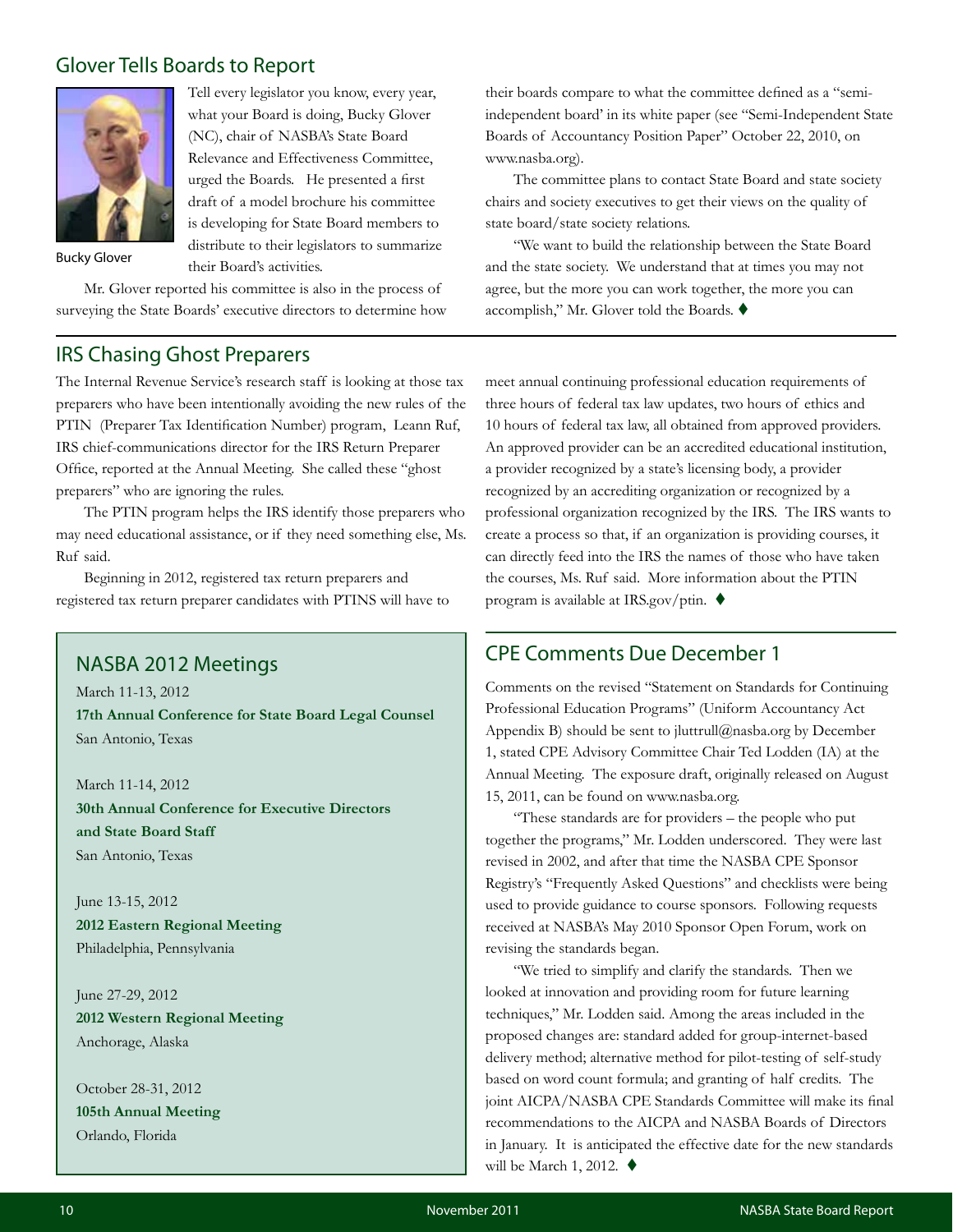## Glover Tells Boards to Report

Bucky Glover

Tell every legislator you know, every year, what your Board is doing, Bucky Glover (NC), chair of NASBA's State Board Relevance and Effectiveness Committee, urged the Boards. He presented a first draft of a model brochure his committee is developing for State Board members to distribute to their legislators to summarize their Board's activities.

Mr. Glover reported his committee is also in the process of surveying the State Boards' executive directors to determine how their boards compare to what the committee defined as a "semi-independent board' in its white paper (see "Semi-Independent State Boards of Accountancy Position Paper" October 22, 2010, on www.nasba.org).

The committee plans to contact State Board and state society chairs and society executives to get their views on the quality of state board/state society relations.

"We want to build the relationship between the State Board and the state society. We understand that at times you may not agree, but the more you can work together, the more you can accomplish," Mr. Glover told the Boards. ♦

## IRS Chasing Ghost Preparers

The Internal Revenue Service's research staff is looking at those tax preparers who have been intentionally avoiding the new rules of the PTIN (Preparer Tax Identification Number) program, Leann Ruf, IRS chief-communications director for the IRS Return Preparer Office, reported at the Annual Meeting. She called these "ghost preparers" who are ignoring the rules.

The PTIN program helps the IRS identify those preparers who may need educational assistance, or if they need something else, Ms. Ruf said.

Beginning in 2012, registered tax return preparers and registered tax return preparer candidates with PTINS will have to meet annual continuing professional education requirements of three hours of federal tax law updates, two hours of ethics and 10 hours of federal tax law, all obtained from approved providers. An approved provider can be an accredited educational institution, a provider recognized by a state's licensing body, a provider recognized by an accrediting organization or recognized by a professional organization recognized by the IRS. The IRS wants to create a process so that, if an organization is providing courses, it can directly feed into the IRS the names of those who have taken the courses, Ms. Ruf said. More information about the PTIN program is available at IRS.gov/ptin. ♦

## NASBA 2012 Meetings

March 11-13, 2012
**17th Annual Conference for State Board Legal Counsel**
San Antonio, Texas

March 11-14, 2012
**30th Annual Conference for Executive Directors and State Board Staff**
San Antonio, Texas

June 13-15, 2012
**2012 Eastern Regional Meeting**
Philadelphia, Pennsylvania

June 27-29, 2012
**2012 Western Regional Meeting**
Anchorage, Alaska

October 28-31, 2012
**105th Annual Meeting**
Orlando, Florida

## CPE Comments Due December 1

Comments on the revised "Statement on Standards for Continuing Professional Education Programs" (Uniform Accountancy Act Appendix B) should be sent to jluttrull@nasba.org by December 1, stated CPE Advisory Committee Chair Ted Lodden (IA) at the Annual Meeting. The exposure draft, originally released on August 15, 2011, can be found on www.nasba.org.

"These standards are for providers – the people who put together the programs," Mr. Lodden underscored. They were last revised in 2002, and after that time the NASBA CPE Sponsor Registry's "Frequently Asked Questions" and checklists were being used to provide guidance to course sponsors. Following requests received at NASBA's May 2010 Sponsor Open Forum, work on revising the standards began.

"We tried to simplify and clarify the standards. Then we looked at innovation and providing room for future learning techniques," Mr. Lodden said. Among the areas included in the proposed changes are: standard added for group-internet-based delivery method; alternative method for pilot-testing of self-study based on word count formula; and granting of half credits. The joint AICPA/NASBA CPE Standards Committee will make its final recommendations to the AICPA and NASBA Boards of Directors in January. It is anticipated the effective date for the new standards will be March 1, 2012. ♦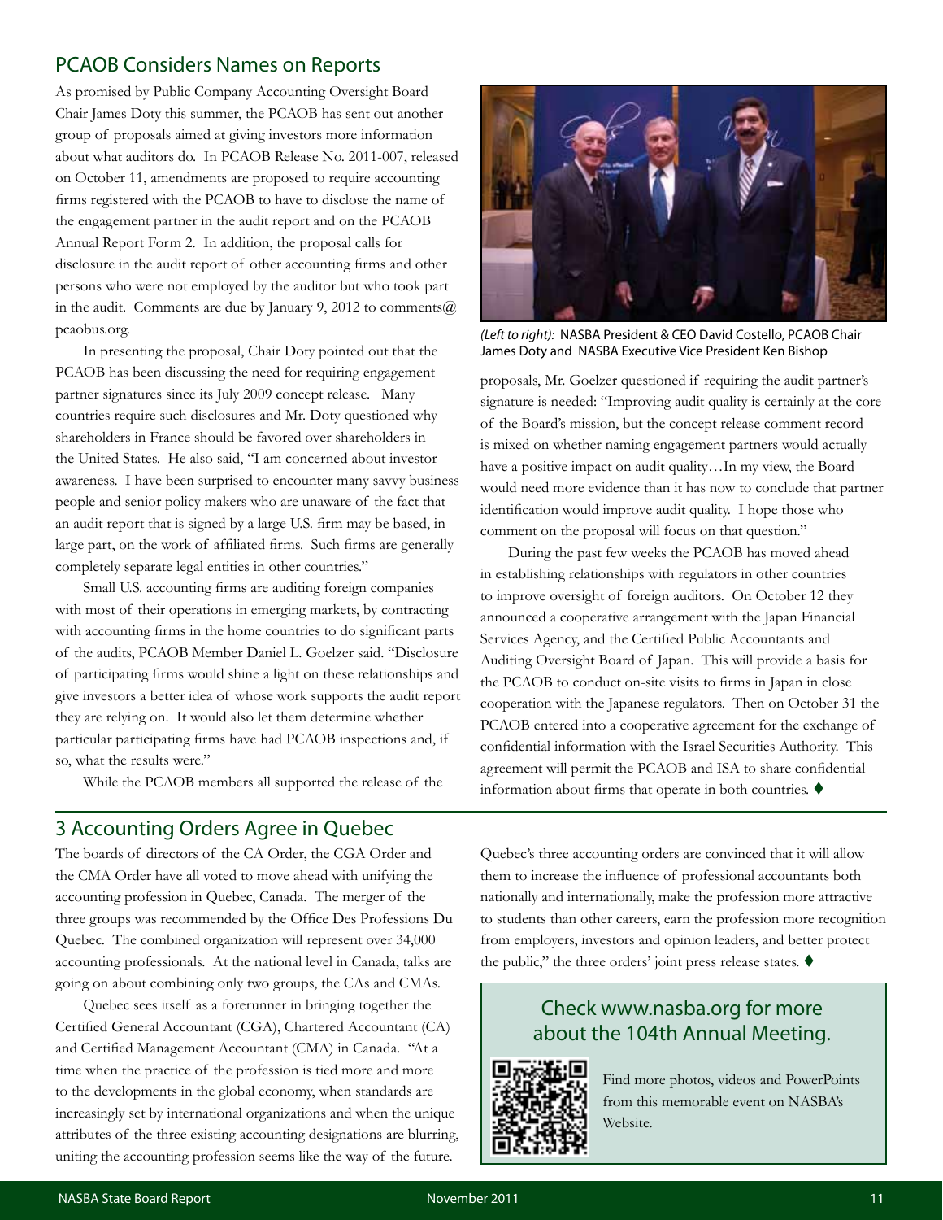## PCAOB Considers Names on Reports

As promised by Public Company Accounting Oversight Board Chair James Doty this summer, the PCAOB has sent out another group of proposals aimed at giving investors more information about what auditors do. In PCAOB Release No. 2011-007, released on October 11, amendments are proposed to require accounting firms registered with the PCAOB to have to disclose the name of the engagement partner in the audit report and on the PCAOB Annual Report Form 2. In addition, the proposal calls for disclosure in the audit report of other accounting firms and other persons who were not employed by the auditor but who took part in the audit. Comments are due by January 9, 2012 to comments@pcaobus.org.

In presenting the proposal, Chair Doty pointed out that the PCAOB has been discussing the need for requiring engagement partner signatures since its July 2009 concept release. Many countries require such disclosures and Mr. Doty questioned why shareholders in France should be favored over shareholders in the United States. He also said, "I am concerned about investor awareness. I have been surprised to encounter many savvy business people and senior policy makers who are unaware of the fact that an audit report that is signed by a large U.S. firm may be based, in large part, on the work of affiliated firms. Such firms are generally completely separate legal entities in other countries."

Small U.S. accounting firms are auditing foreign companies with most of their operations in emerging markets, by contracting with accounting firms in the home countries to do significant parts of the audits, PCAOB Member Daniel L. Goelzer said. "Disclosure of participating firms would shine a light on these relationships and give investors a better idea of whose work supports the audit report they are relying on. It would also let them determine whether particular participating firms have had PCAOB inspections and, if so, what the results were."

While the PCAOB members all supported the release of the proposals, Mr. Goelzer questioned if requiring the audit partner's signature is needed: "Improving audit quality is certainly at the core of the Board's mission, but the concept release comment record is mixed on whether naming engagement partners would actually have a positive impact on audit quality…In my view, the Board would need more evidence than it has now to conclude that partner identification would improve audit quality. I hope those who comment on the proposal will focus on that question."

*(Left to right):* NASBA President & CEO David Costello, PCAOB Chair James Doty and NASBA Executive Vice President Ken Bishop

During the past few weeks the PCAOB has moved ahead in establishing relationships with regulators in other countries to improve oversight of foreign auditors. On October 12 they announced a cooperative arrangement with the Japan Financial Services Agency, and the Certified Public Accountants and Auditing Oversight Board of Japan. This will provide a basis for the PCAOB to conduct on-site visits to firms in Japan in close cooperation with the Japanese regulators. Then on October 31 the PCAOB entered into a cooperative agreement for the exchange of confidential information with the Israel Securities Authority. This agreement will permit the PCAOB and ISA to share confidential information about firms that operate in both countries. ♦

## 3 Accounting Orders Agree in Quebec

The boards of directors of the CA Order, the CGA Order and the CMA Order have all voted to move ahead with unifying the accounting profession in Quebec, Canada. The merger of the three groups was recommended by the Office Des Professions Du Quebec. The combined organization will represent over 34,000 accounting professionals. At the national level in Canada, talks are going on about combining only two groups, the CAs and CMAs.

Quebec sees itself as a forerunner in bringing together the Certified General Accountant (CGA), Chartered Accountant (CA) and Certified Management Accountant (CMA) in Canada. "At a time when the practice of the profession is tied more and more to the developments in the global economy, when standards are increasingly set by international organizations and when the unique attributes of the three existing accounting designations are blurring, uniting the accounting profession seems like the way of the future. Quebec's three accounting orders are convinced that it will allow them to increase the influence of professional accountants both nationally and internationally, make the profession more attractive to students than other careers, earn the profession more recognition from employers, investors and opinion leaders, and better protect the public," the three orders' joint press release states. ♦

### Check www.nasba.org for more about the 104th Annual Meeting.

Find more photos, videos and PowerPoints from this memorable event on NASBA's Website.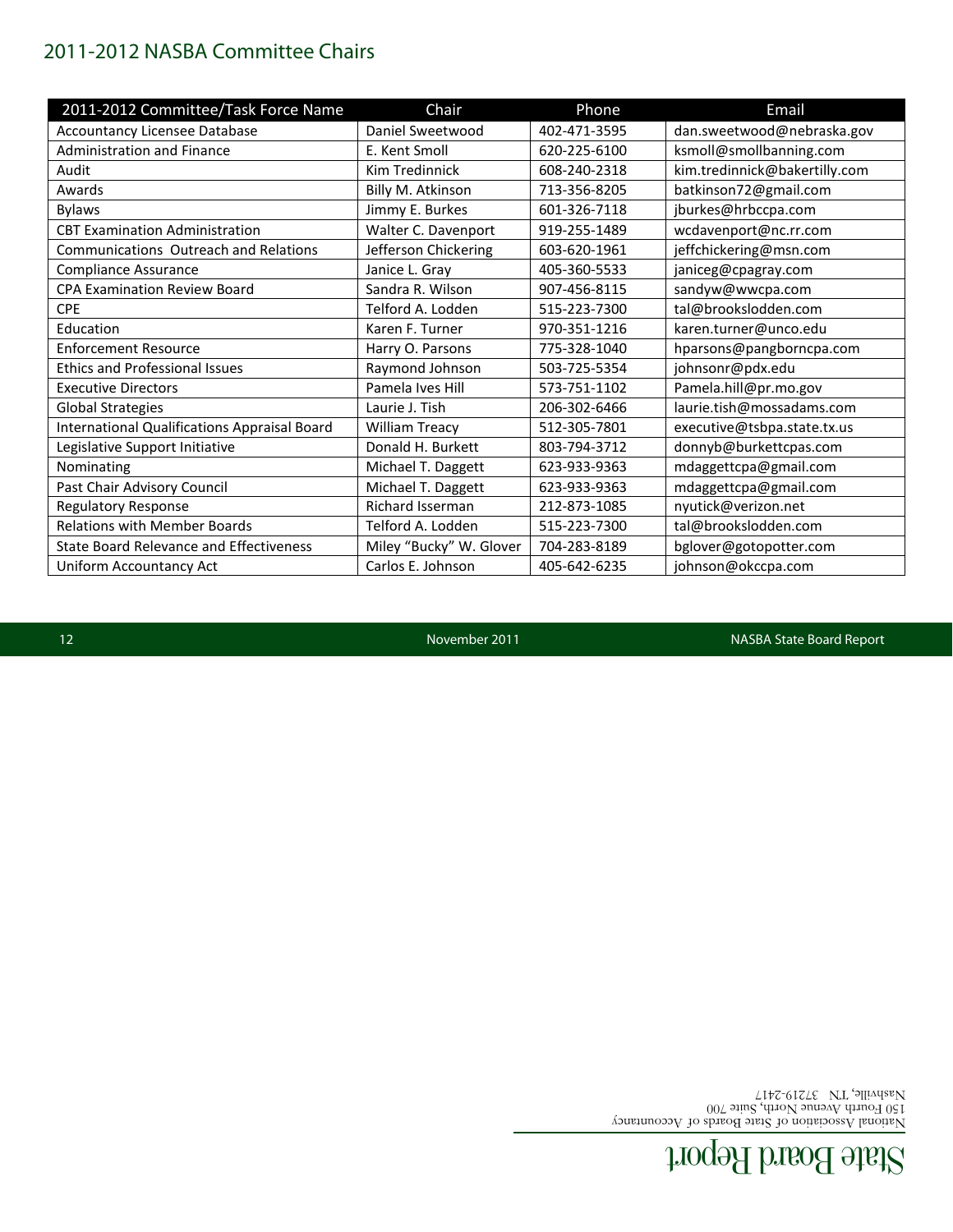## 2011-2012 NASBA Committee Chairs

| 2011-2012 Committee/Task Force Name | Chair | Phone | Email |
|---|---|---|---|
| Accountancy Licensee Database | Daniel Sweetwood | 402-471-3595 | dan.sweetwood@nebraska.gov |
| Administration and Finance | E. Kent Smoll | 620-225-6100 | ksmoll@smollbanning.com |
| Audit | Kim Tredinnick | 608-240-2318 | kim.tredinnick@bakertilly.com |
| Awards | Billy M. Atkinson | 713-356-8205 | batkinson72@gmail.com |
| Bylaws | Jimmy E. Burkes | 601-326-7118 | jburkes@hrbccpa.com |
| CBT Examination Administration | Walter C. Davenport | 919-255-1489 | wcdavenport@nc.rr.com |
| Communications Outreach and Relations | Jefferson Chickering | 603-620-1961 | jeffchickering@msn.com |
| Compliance Assurance | Janice L. Gray | 405-360-5533 | janiceg@cpagray.com |
| CPA Examination Review Board | Sandra R. Wilson | 907-456-8115 | sandyw@wwcpa.com |
| CPE | Telford A. Lodden | 515-223-7300 | tal@brookslodden.com |
| Education | Karen F. Turner | 970-351-1216 | karen.turner@unco.edu |
| Enforcement Resource | Harry O. Parsons | 775-328-1040 | hparsons@pangborncpa.com |
| Ethics and Professional Issues | Raymond Johnson | 503-725-5354 | johnsonr@pdx.edu |
| Executive Directors | Pamela Ives Hill | 573-751-1102 | Pamela.hill@pr.mo.gov |
| Global Strategies | Laurie J. Tish | 206-302-6466 | laurie.tish@mossadams.com |
| International Qualifications Appraisal Board | William Treacy | 512-305-7801 | executive@tsbpa.state.tx.us |
| Legislative Support Initiative | Donald H. Burkett | 803-794-3712 | donnyb@burkettcpas.com |
| Nominating | Michael T. Daggett | 623-933-9363 | mdaggettcpa@gmail.com |
| Past Chair Advisory Council | Michael T. Daggett | 623-933-9363 | mdaggettcpa@gmail.com |
| Regulatory Response | Richard Isserman | 212-873-1085 | nyutick@verizon.net |
| Relations with Member Boards | Telford A. Lodden | 515-223-7300 | tal@brookslodden.com |
| State Board Relevance and Effectiveness | Miley "Bucky" W. Glover | 704-283-8189 | bglover@gotopotter.com |
| Uniform Accountancy Act | Carlos E. Johnson | 405-642-6235 | johnson@okccpa.com |

State Board Report

National Association of State Boards of Accountancy
150 Fourth Avenue North, Suite 700
Nashville, TN 37219-2417